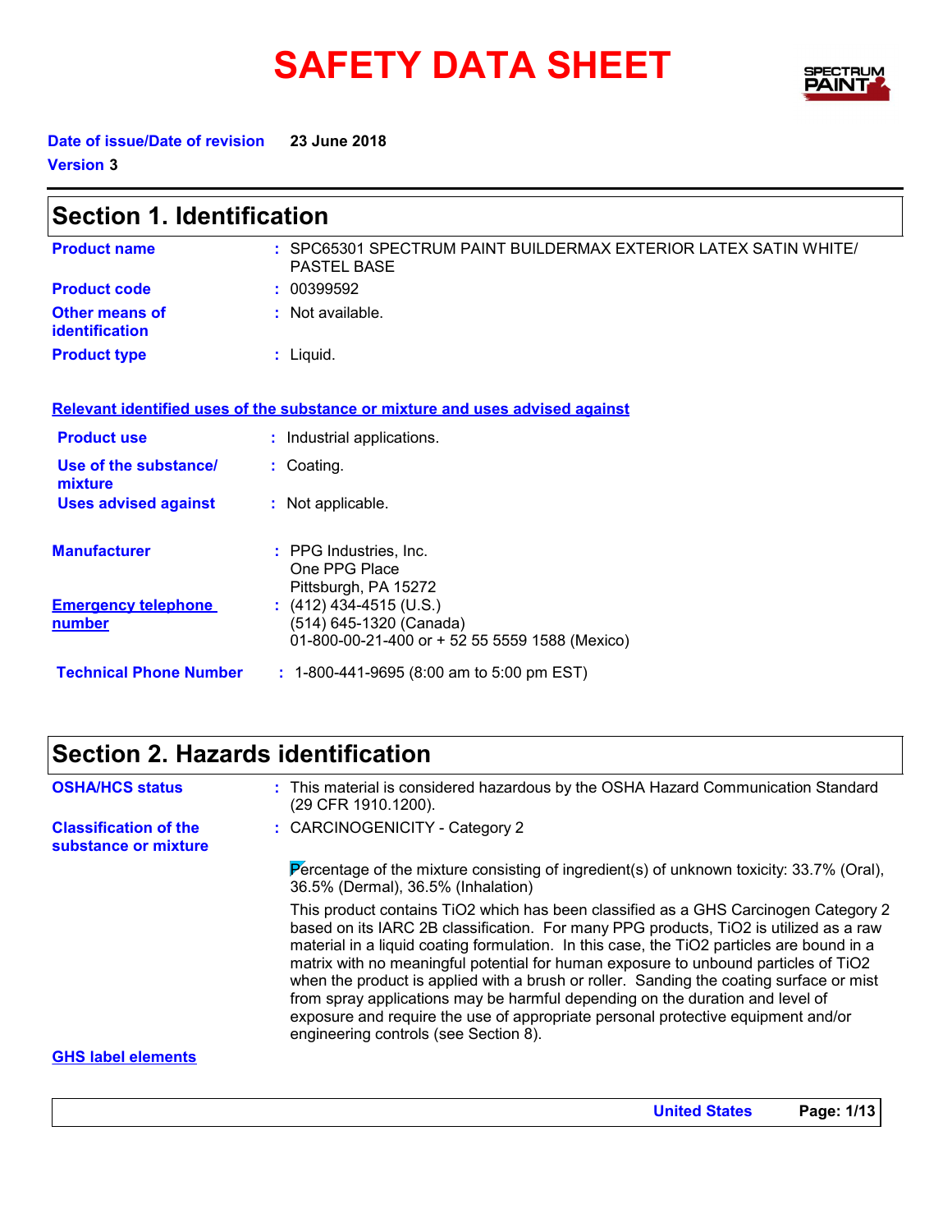# SAFETY DATA SHEET

**Date of issue/Date of revision** 23 June 2018

**Version** 3

## Section 1. Identification

**Product name** : SPC65301 SPECTRUM PAINT BUILDERMAX EXTERIOR LATEX SATIN WHITE/ PASTEL BASE

**Product code** : 00399592

**Other means of identification** : Not available.

**Product type** : Liquid.

**Relevant identified uses of the substance or mixture and uses advised against**

**Product use** : Industrial applications.

**Use of the substance/ mixture** : Coating.

**Uses advised against** : Not applicable.

**Manufacturer** : PPG Industries, Inc.
One PPG Place
Pittsburgh, PA 15272

**Emergency telephone number** : (412) 434-4515 (U.S.)
(514) 645-1320 (Canada)
01-800-00-21-400 or + 52 55 5559 1588 (Mexico)

**Technical Phone Number** : 1-800-441-9695 (8:00 am to 5:00 pm EST)

## Section 2. Hazards identification

**OSHA/HCS status** : This material is considered hazardous by the OSHA Hazard Communication Standard (29 CFR 1910.1200).

**Classification of the substance or mixture** : CARCINOGENICITY - Category 2

Percentage of the mixture consisting of ingredient(s) of unknown toxicity: 33.7% (Oral), 36.5% (Dermal), 36.5% (Inhalation)

This product contains $TiO_2$ which has been classified as a GHS Carcinogen Category 2 based on its IARC 2B classification. For many PPG products, $TiO_2$ is utilized as a raw material in a liquid coating formulation. In this case, the $TiO_2$ particles are bound in a matrix with no meaningful potential for human exposure to unbound particles of $TiO_2$ when the product is applied with a brush or roller. Sanding the coating surface or mist from spray applications may be harmful depending on the duration and level of exposure and require the use of appropriate personal protective equipment and/or engineering controls (see Section 8).

**GHS label elements**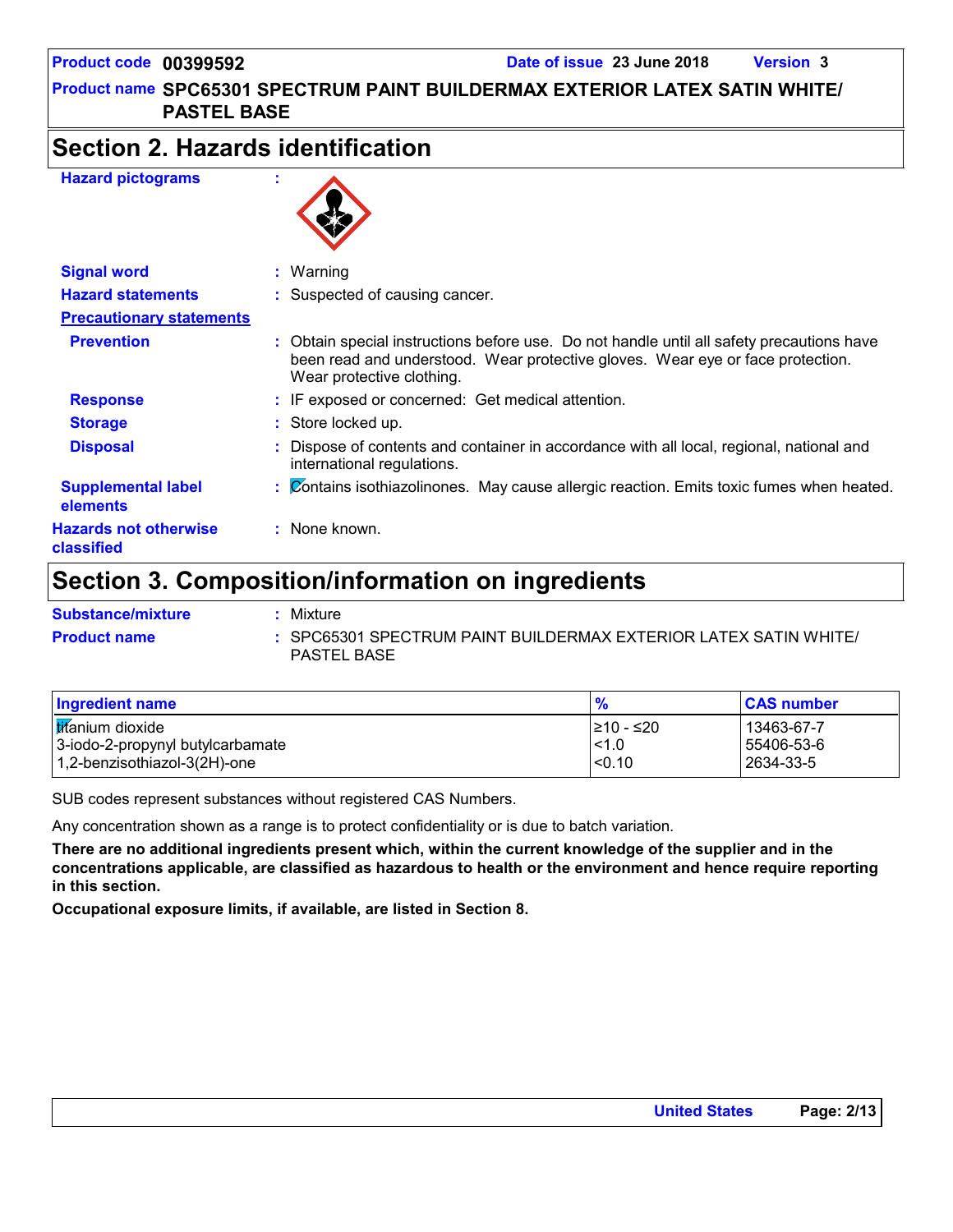# Section 2. Hazards identification

**Hazard pictograms** :

**Signal word** : Warning

**Hazard statements** : Suspected of causing cancer.

**Precautionary statements**

**Prevention** : Obtain special instructions before use. Do not handle until all safety precautions have been read and understood. Wear protective gloves. Wear eye or face protection. Wear protective clothing.

**Response** : IF exposed or concerned: Get medical attention.

**Storage** : Store locked up.

**Disposal** : Dispose of contents and container in accordance with all local, regional, national and international regulations.

**Supplemental label elements** : Contains isothiazolinones. May cause allergic reaction. Emits toxic fumes when heated.

**Hazards not otherwise classified** : None known.

# Section 3. Composition/information on ingredients

**Substance/mixture** : Mixture

**Product name** : SPC65301 SPECTRUM PAINT BUILDERMAX EXTERIOR LATEX SATIN WHITE/ PASTEL BASE

| Ingredient name | % | CAS number |
|---|---|---|
| titanium dioxide | ≥10 - ≤20 | 13463-67-7 |
| 3-iodo-2-propynyl butylcarbamate | <1.0 | 55406-53-6 |
| 1,2-benzisothiazol-3(2H)-one | <0.10 | 2634-33-5 |

SUB codes represent substances without registered CAS Numbers.

Any concentration shown as a range is to protect confidentiality or is due to batch variation.

**There are no additional ingredients present which, within the current knowledge of the supplier and in the concentrations applicable, are classified as hazardous to health or the environment and hence require reporting in this section.**

**Occupational exposure limits, if available, are listed in Section 8.**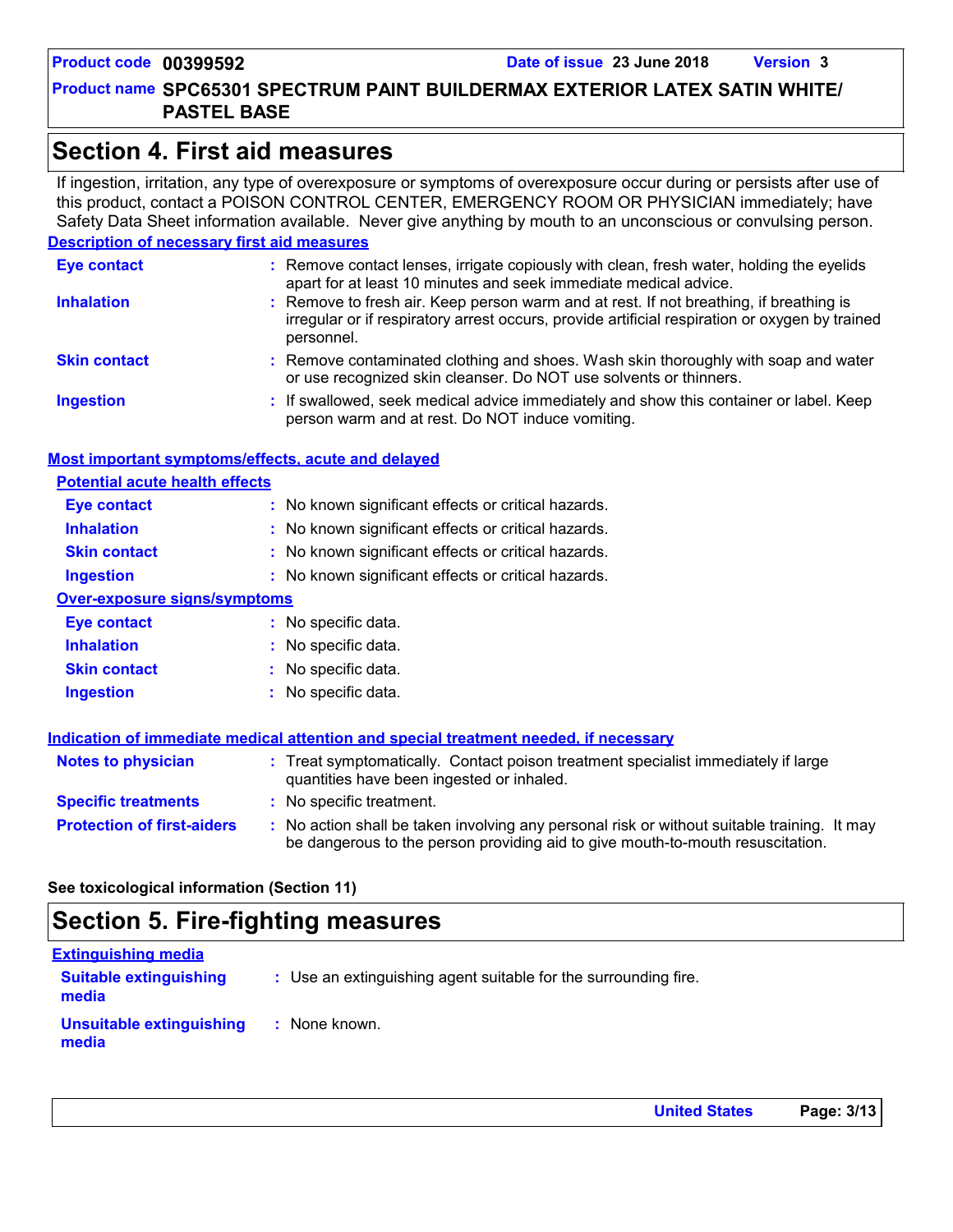## Section 4. First aid measures

If ingestion, irritation, any type of overexposure or symptoms of overexposure occur during or persists after use of this product, contact a POISON CONTROL CENTER, EMERGENCY ROOM OR PHYSICIAN immediately; have Safety Data Sheet information available. Never give anything by mouth to an unconscious or convulsing person.

### Description of necessary first aid measures

**Eye contact** : Remove contact lenses, irrigate copiously with clean, fresh water, holding the eyelids apart for at least 10 minutes and seek immediate medical advice.

**Inhalation** : Remove to fresh air. Keep person warm and at rest. If not breathing, if breathing is irregular or if respiratory arrest occurs, provide artificial respiration or oxygen by trained personnel.

**Skin contact** : Remove contaminated clothing and shoes. Wash skin thoroughly with soap and water or use recognized skin cleanser. Do NOT use solvents or thinners.

**Ingestion** : If swallowed, seek medical advice immediately and show this container or label. Keep person warm and at rest. Do NOT induce vomiting.

### Most important symptoms/effects, acute and delayed

#### Potential acute health effects

**Eye contact** : No known significant effects or critical hazards.

**Inhalation** : No known significant effects or critical hazards.

**Skin contact** : No known significant effects or critical hazards.

**Ingestion** : No known significant effects or critical hazards.

#### Over-exposure signs/symptoms

**Eye contact** : No specific data.

**Inhalation** : No specific data.

**Skin contact** : No specific data.

**Ingestion** : No specific data.

### Indication of immediate medical attention and special treatment needed, if necessary

**Notes to physician** : Treat symptomatically. Contact poison treatment specialist immediately if large quantities have been ingested or inhaled.

**Specific treatments** : No specific treatment.

**Protection of first-aiders** : No action shall be taken involving any personal risk or without suitable training. It may be dangerous to the person providing aid to give mouth-to-mouth resuscitation.

**See toxicological information (Section 11)**

## Section 5. Fire-fighting measures

### Extinguishing media

**Suitable extinguishing media** : Use an extinguishing agent suitable for the surrounding fire.

**Unsuitable extinguishing media** : None known.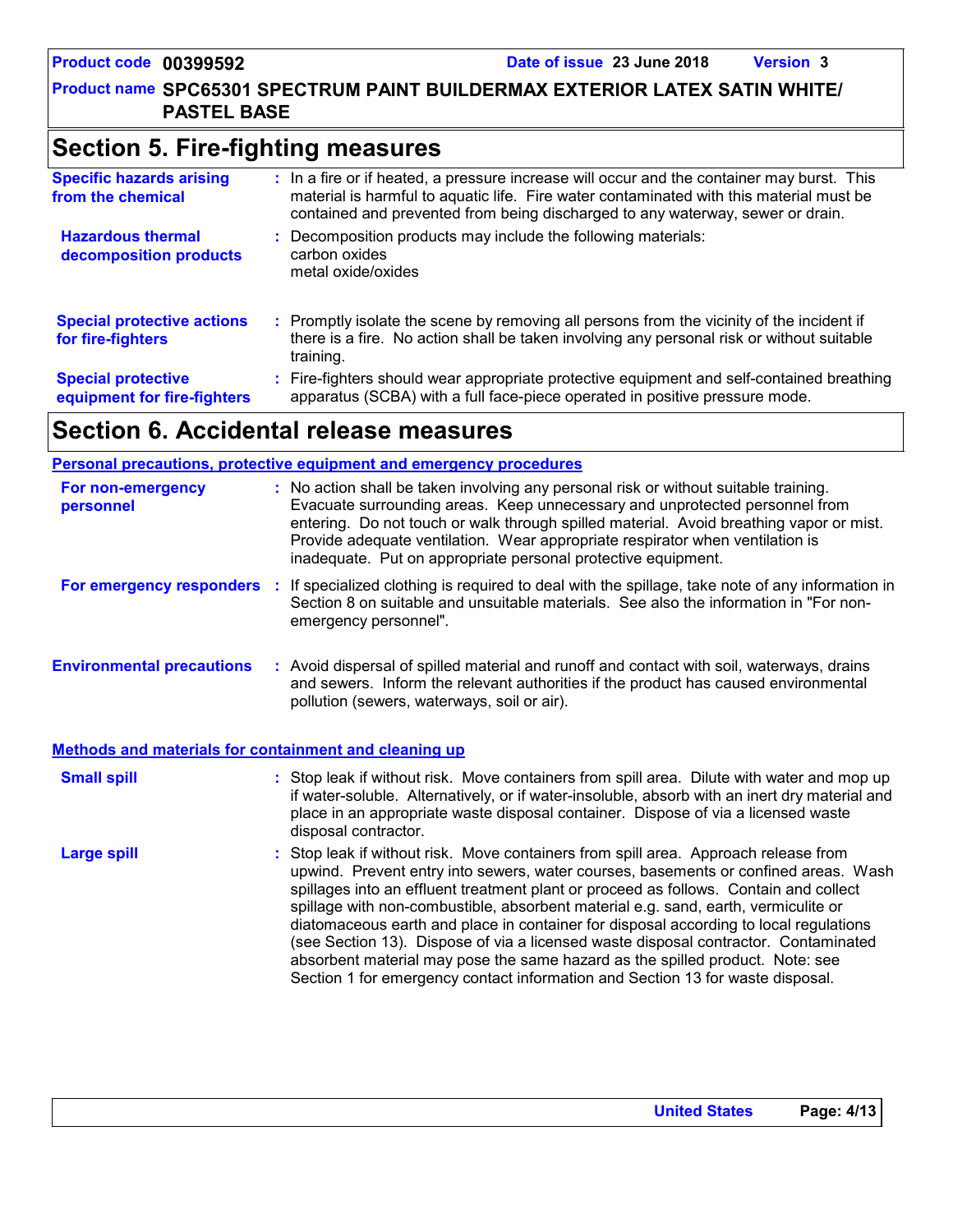## Section 5. Fire-fighting measures

**Specific hazards arising from the chemical** : In a fire or if heated, a pressure increase will occur and the container may burst. This material is harmful to aquatic life. Fire water contaminated with this material must be contained and prevented from being discharged to any waterway, sewer or drain.

**Hazardous thermal decomposition products** : Decomposition products may include the following materials:
carbon oxides
metal oxide/oxides

**Special protective actions for fire-fighters** : Promptly isolate the scene by removing all persons from the vicinity of the incident if there is a fire. No action shall be taken involving any personal risk or without suitable training.

**Special protective equipment for fire-fighters** : Fire-fighters should wear appropriate protective equipment and self-contained breathing apparatus (SCBA) with a full face-piece operated in positive pressure mode.

## Section 6. Accidental release measures

### Personal precautions, protective equipment and emergency procedures

**For non-emergency personnel** : No action shall be taken involving any personal risk or without suitable training. Evacuate surrounding areas. Keep unnecessary and unprotected personnel from entering. Do not touch or walk through spilled material. Avoid breathing vapor or mist. Provide adequate ventilation. Wear appropriate respirator when ventilation is inadequate. Put on appropriate personal protective equipment.

**For emergency responders** : If specialized clothing is required to deal with the spillage, take note of any information in Section 8 on suitable and unsuitable materials. See also the information in "For non-emergency personnel".

**Environmental precautions** : Avoid dispersal of spilled material and runoff and contact with soil, waterways, drains and sewers. Inform the relevant authorities if the product has caused environmental pollution (sewers, waterways, soil or air).

### Methods and materials for containment and cleaning up

**Small spill** : Stop leak if without risk. Move containers from spill area. Dilute with water and mop up if water-soluble. Alternatively, or if water-insoluble, absorb with an inert dry material and place in an appropriate waste disposal container. Dispose of via a licensed waste disposal contractor.

**Large spill** : Stop leak if without risk. Move containers from spill area. Approach release from upwind. Prevent entry into sewers, water courses, basements or confined areas. Wash spillages into an effluent treatment plant or proceed as follows. Contain and collect spillage with non-combustible, absorbent material e.g. sand, earth, vermiculite or diatomaceous earth and place in container for disposal according to local regulations (see Section 13). Dispose of via a licensed waste disposal contractor. Contaminated absorbent material may pose the same hazard as the spilled product. Note: see Section 1 for emergency contact information and Section 13 for waste disposal.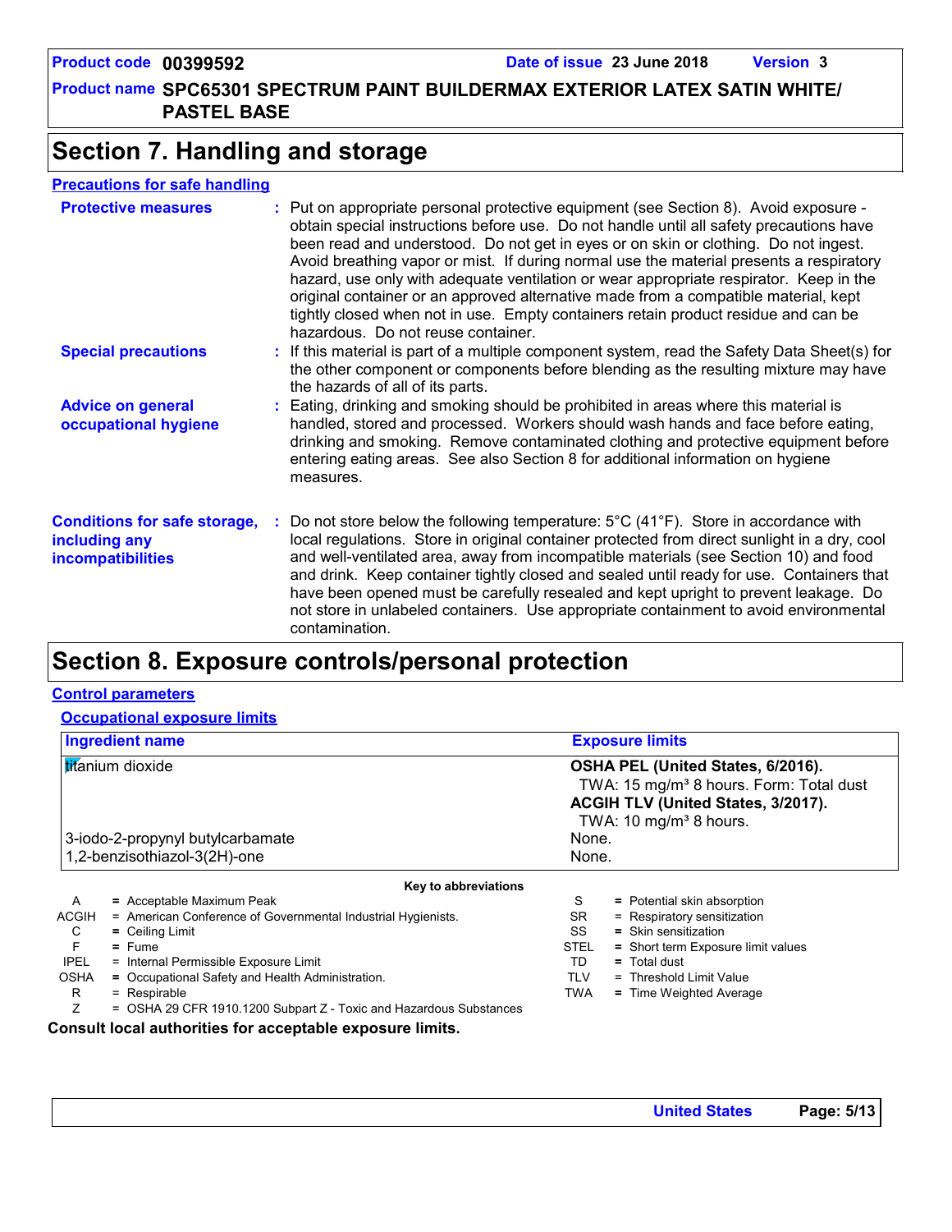# Section 7. Handling and storage

## Precautions for safe handling

**Protective measures** : Put on appropriate personal protective equipment (see Section 8). Avoid exposure - obtain special instructions before use. Do not handle until all safety precautions have been read and understood. Do not get in eyes or on skin or clothing. Do not ingest. Avoid breathing vapor or mist. If during normal use the material presents a respiratory hazard, use only with adequate ventilation or wear appropriate respirator. Keep in the original container or an approved alternative made from a compatible material, kept tightly closed when not in use. Empty containers retain product residue and can be hazardous. Do not reuse container.

**Special precautions** : If this material is part of a multiple component system, read the Safety Data Sheet(s) for the other component or components before blending as the resulting mixture may have the hazards of all of its parts.

**Advice on general occupational hygiene** : Eating, drinking and smoking should be prohibited in areas where this material is handled, stored and processed. Workers should wash hands and face before eating, drinking and smoking. Remove contaminated clothing and protective equipment before entering eating areas. See also Section 8 for additional information on hygiene measures.

**Conditions for safe storage, including any incompatibilities** : Do not store below the following temperature: 5°C (41°F). Store in accordance with local regulations. Store in original container protected from direct sunlight in a dry, cool and well-ventilated area, away from incompatible materials (see Section 10) and food and drink. Keep container tightly closed and sealed until ready for use. Containers that have been opened must be carefully resealed and kept upright to prevent leakage. Do not store in unlabeled containers. Use appropriate containment to avoid environmental contamination.

# Section 8. Exposure controls/personal protection

## Control parameters

### Occupational exposure limits

| Ingredient name | Exposure limits |
|---|---|
| titanium dioxide | **OSHA PEL (United States, 6/2016).**<br>TWA: 15 mg/m³ 8 hours. Form: Total dust<br>**ACGIH TLV (United States, 3/2017).**<br>TWA: 10 mg/m³ 8 hours. |
| 3-iodo-2-propynyl butylcarbamate | None. |
| 1,2-benzisothiazol-3(2H)-one | None. |

**Key to abbreviations**

| | | | | |
|---|---|---|---|---|
| A | = Acceptable Maximum Peak | | S | = Potential skin absorption |
| ACGIH | = American Conference of Governmental Industrial Hygienists. | | SR | = Respiratory sensitization |
| C | = Ceiling Limit | | SS | = Skin sensitization |
| F | = Fume | | STEL | = Short term Exposure limit values |
| IPEL | = Internal Permissible Exposure Limit | | TD | = Total dust |
| OSHA | = Occupational Safety and Health Administration. | | TLV | = Threshold Limit Value |
| R | = Respirable | | TWA | = Time Weighted Average |
| Z | = OSHA 29 CFR 1910.1200 Subpart Z - Toxic and Hazardous Substances | | | |

**Consult local authorities for acceptable exposure limits.**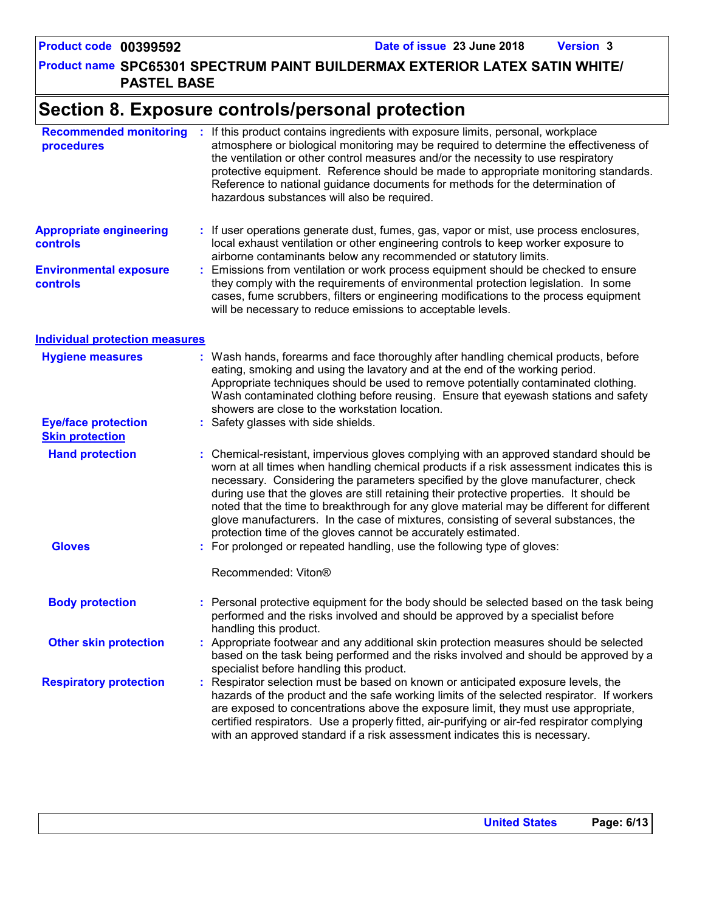# Section 8. Exposure controls/personal protection

**Recommended monitoring procedures** : If this product contains ingredients with exposure limits, personal, workplace atmosphere or biological monitoring may be required to determine the effectiveness of the ventilation or other control measures and/or the necessity to use respiratory protective equipment. Reference should be made to appropriate monitoring standards. Reference to national guidance documents for methods for the determination of hazardous substances will also be required.

**Appropriate engineering controls** : If user operations generate dust, fumes, gas, vapor or mist, use process enclosures, local exhaust ventilation or other engineering controls to keep worker exposure to airborne contaminants below any recommended or statutory limits.

**Environmental exposure controls** : Emissions from ventilation or work process equipment should be checked to ensure they comply with the requirements of environmental protection legislation. In some cases, fume scrubbers, filters or engineering modifications to the process equipment will be necessary to reduce emissions to acceptable levels.

## Individual protection measures

**Hygiene measures** : Wash hands, forearms and face thoroughly after handling chemical products, before eating, smoking and using the lavatory and at the end of the working period. Appropriate techniques should be used to remove potentially contaminated clothing. Wash contaminated clothing before reusing. Ensure that eyewash stations and safety showers are close to the workstation location.

**Eye/face protection** : Safety glasses with side shields.

### Skin protection

**Hand protection** : Chemical-resistant, impervious gloves complying with an approved standard should be worn at all times when handling chemical products if a risk assessment indicates this is necessary. Considering the parameters specified by the glove manufacturer, check during use that the gloves are still retaining their protective properties. It should be noted that the time to breakthrough for any glove material may be different for different glove manufacturers. In the case of mixtures, consisting of several substances, the protection time of the gloves cannot be accurately estimated.

**Gloves** : For prolonged or repeated handling, use the following type of gloves:

Recommended: Viton®

**Body protection** : Personal protective equipment for the body should be selected based on the task being performed and the risks involved and should be approved by a specialist before handling this product.

**Other skin protection** : Appropriate footwear and any additional skin protection measures should be selected based on the task being performed and the risks involved and should be approved by a specialist before handling this product.

**Respiratory protection** : Respirator selection must be based on known or anticipated exposure levels, the hazards of the product and the safe working limits of the selected respirator. If workers are exposed to concentrations above the exposure limit, they must use appropriate, certified respirators. Use a properly fitted, air-purifying or air-fed respirator complying with an approved standard if a risk assessment indicates this is necessary.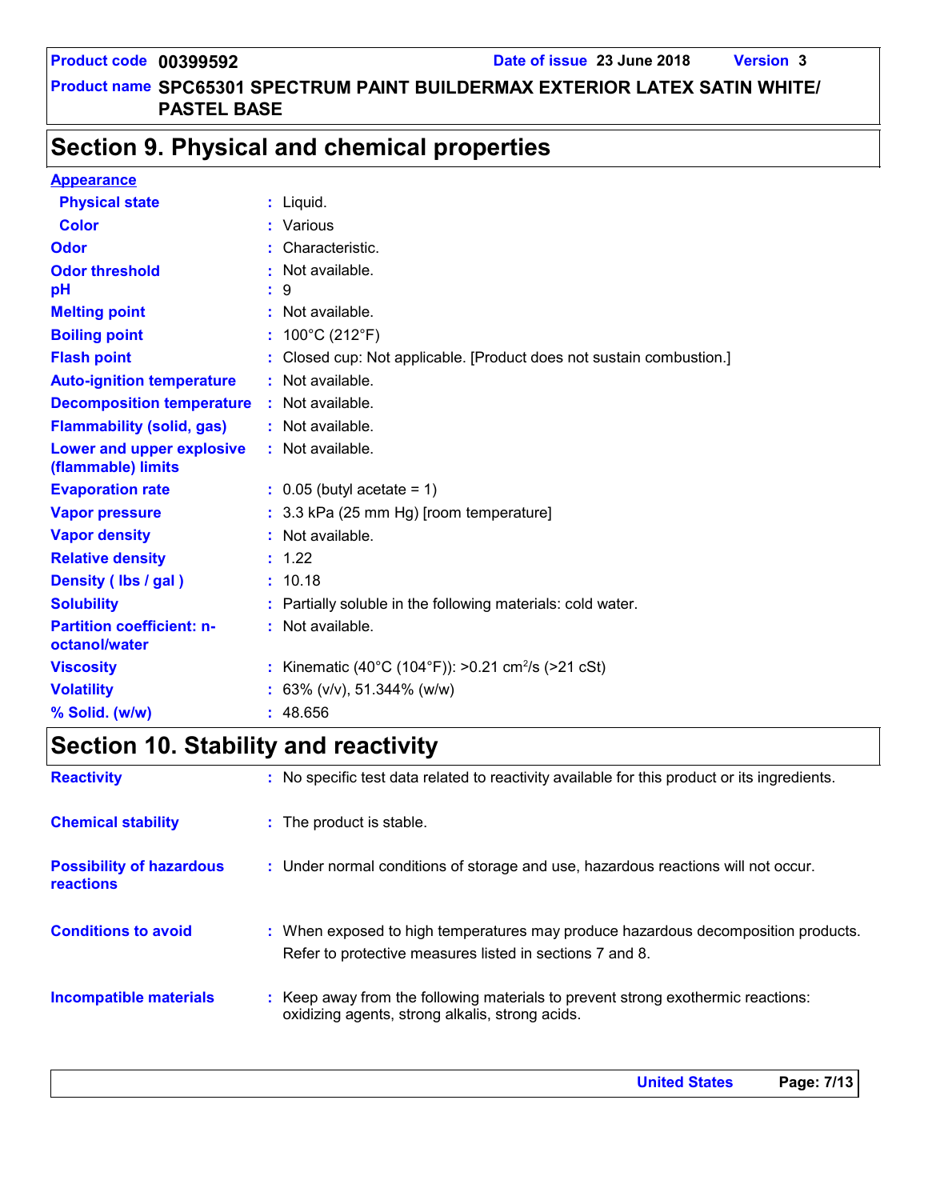## Section 9. Physical and chemical properties

**Appearance**

| Property | Value |
|---|---|
| **Physical state** | Liquid. |
| **Color** | Various |
| **Odor** | Characteristic. |
| **Odor threshold** | Not available. |
| **pH** | 9 |
| **Melting point** | Not available. |
| **Boiling point** | 100°C (212°F) |
| **Flash point** | Closed cup: Not applicable. [Product does not sustain combustion.] |
| **Auto-ignition temperature** | Not available. |
| **Decomposition temperature** | Not available. |
| **Flammability (solid, gas)** | Not available. |
| **Lower and upper explosive (flammable) limits** | Not available. |
| **Evaporation rate** | 0.05 (butyl acetate = 1) |
| **Vapor pressure** | 3.3 kPa (25 mm Hg) [room temperature] |
| **Vapor density** | Not available. |
| **Relative density** | 1.22 |
| **Density ( lbs / gal )** | 10.18 |
| **Solubility** | Partially soluble in the following materials: cold water. |
| **Partition coefficient: n-octanol/water** | Not available. |
| **Viscosity** | Kinematic (40°C (104°F)): >0.21 $cm^2/s$ (>21 cSt) |
| **Volatility** | 63% (v/v), 51.344% (w/w) |
| **% Solid. (w/w)** | 48.656 |

## Section 10. Stability and reactivity

| Property | Value |
|---|---|
| **Reactivity** | No specific test data related to reactivity available for this product or its ingredients. |
| **Chemical stability** | The product is stable. |
| **Possibility of hazardous reactions** | Under normal conditions of storage and use, hazardous reactions will not occur. |
| **Conditions to avoid** | When exposed to high temperatures may produce hazardous decomposition products. Refer to protective measures listed in sections 7 and 8. |
| **Incompatible materials** | Keep away from the following materials to prevent strong exothermic reactions: oxidizing agents, strong alkalis, strong acids. |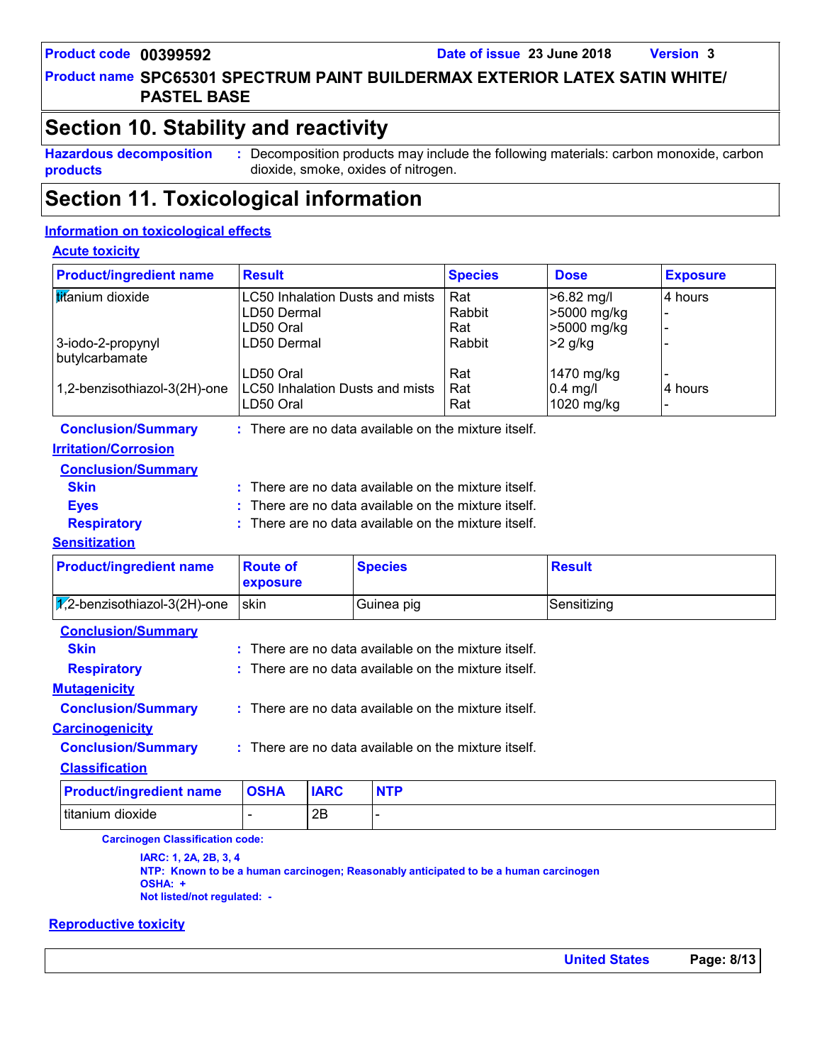## Section 10. Stability and reactivity

**Hazardous decomposition products** : Decomposition products may include the following materials: carbon monoxide, carbon dioxide, smoke, oxides of nitrogen.

## Section 11. Toxicological information

### Information on toxicological effects

#### Acute toxicity

| Product/ingredient name | Result | Species | Dose | Exposure |
|---|---|---|---|---|
| titanium dioxide | LC50 Inhalation Dusts and mists | Rat | >6.82 mg/l | 4 hours |
| | LD50 Dermal | Rabbit | >5000 mg/kg | - |
| | LD50 Oral | Rat | >5000 mg/kg | - |
| 3-iodo-2-propynyl butylcarbamate | LD50 Dermal | Rabbit | >2 g/kg | - |
| | LD50 Oral | Rat | 1470 mg/kg | - |
| 1,2-benzisothiazol-3(2H)-one | LC50 Inhalation Dusts and mists | Rat | 0.4 mg/l | 4 hours |
| | LD50 Oral | Rat | 1020 mg/kg | - |

**Conclusion/Summary** : There are no data available on the mixture itself.

#### Irritation/Corrosion

**Conclusion/Summary**

**Skin** : There are no data available on the mixture itself.

**Eyes** : There are no data available on the mixture itself.

**Respiratory** : There are no data available on the mixture itself.

#### Sensitization

| Product/ingredient name | Route of exposure | Species | Result |
|---|---|---|---|
| 1,2-benzisothiazol-3(2H)-one | skin | Guinea pig | Sensitizing |

**Conclusion/Summary**

**Skin** : There are no data available on the mixture itself.

**Respiratory** : There are no data available on the mixture itself.

#### Mutagenicity

**Conclusion/Summary** : There are no data available on the mixture itself.

#### Carcinogenicity

**Conclusion/Summary** : There are no data available on the mixture itself.

#### Classification

| Product/ingredient name | OSHA | IARC | NTP |
|---|---|---|---|
| titanium dioxide | - | 2B | - |

**Carcinogen Classification code:**

**IARC: 1, 2A, 2B, 3, 4**
**NTP: Known to be a human carcinogen; Reasonably anticipated to be a human carcinogen**
**OSHA: +**
**Not listed/not regulated: -**

#### Reproductive toxicity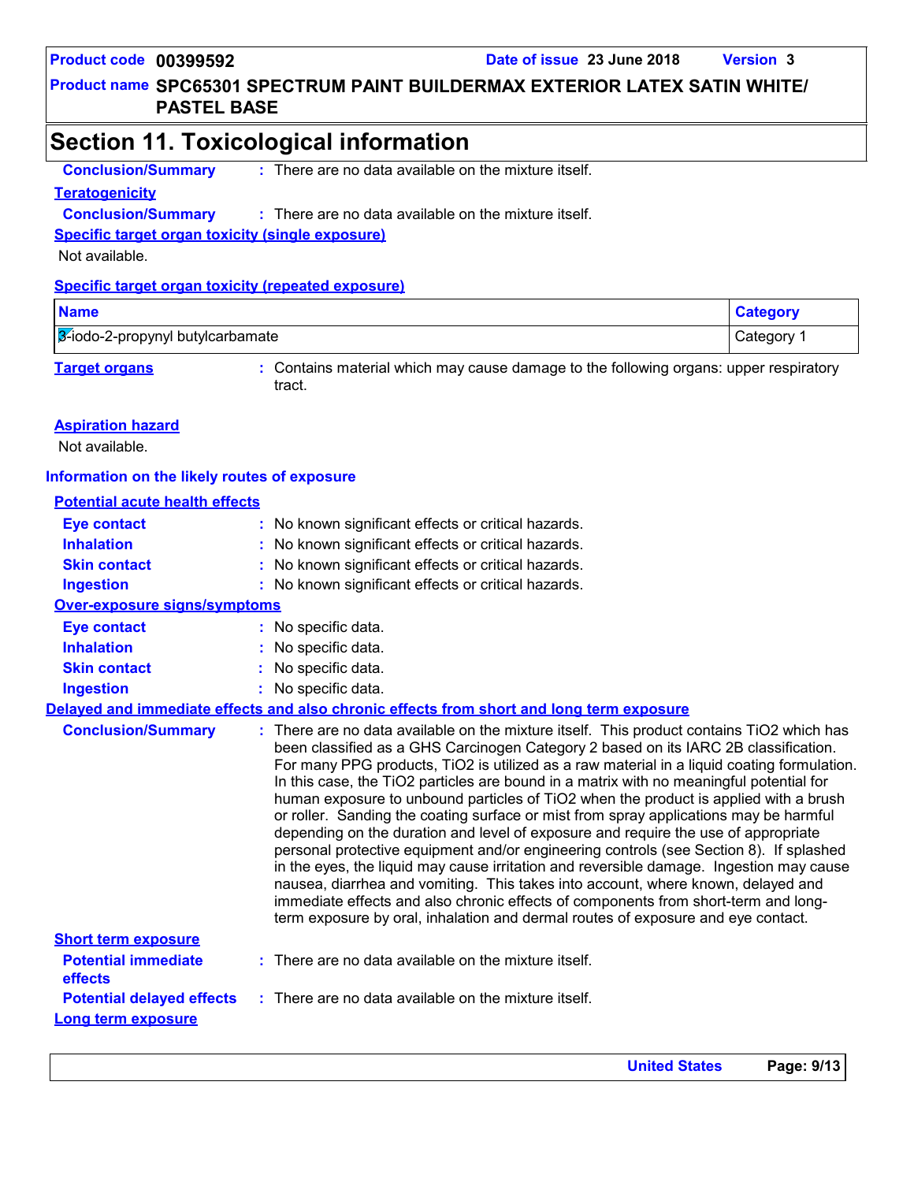## Section 11. Toxicological information

**Conclusion/Summary** : There are no data available on the mixture itself.

**Teratogenicity**

**Conclusion/Summary** : There are no data available on the mixture itself.

**Specific target organ toxicity (single exposure)**

Not available.

**Specific target organ toxicity (repeated exposure)**

| Name | Category |
| --- | --- |
| 3-iodo-2-propynyl butylcarbamate | Category 1 |

**Target organs** : Contains material which may cause damage to the following organs: upper respiratory tract.

**Aspiration hazard**

Not available.

**Information on the likely routes of exposure**

**Potential acute health effects**

**Eye contact** : No known significant effects or critical hazards.

**Inhalation** : No known significant effects or critical hazards.

**Skin contact** : No known significant effects or critical hazards.

**Ingestion** : No known significant effects or critical hazards.

**Over-exposure signs/symptoms**

**Eye contact** : No specific data.

**Inhalation** : No specific data.

**Skin contact** : No specific data.

**Ingestion** : No specific data.

**Delayed and immediate effects and also chronic effects from short and long term exposure**

**Conclusion/Summary** : There are no data available on the mixture itself. This product contains $TiO_2$ which has been classified as a GHS Carcinogen Category 2 based on its IARC 2B classification. For many PPG products, $TiO_2$ is utilized as a raw material in a liquid coating formulation. In this case, the $TiO_2$ particles are bound in a matrix with no meaningful potential for human exposure to unbound particles of $TiO_2$ when the product is applied with a brush or roller. Sanding the coating surface or mist from spray applications may be harmful depending on the duration and level of exposure and require the use of appropriate personal protective equipment and/or engineering controls (see Section 8). If splashed in the eyes, the liquid may cause irritation and reversible damage. Ingestion may cause nausea, diarrhea and vomiting. This takes into account, where known, delayed and immediate effects and also chronic effects of components from short-term and long-term exposure by oral, inhalation and dermal routes of exposure and eye contact.

**Short term exposure**

**Potential immediate effects** : There are no data available on the mixture itself.

**Potential delayed effects** : There are no data available on the mixture itself.

**Long term exposure**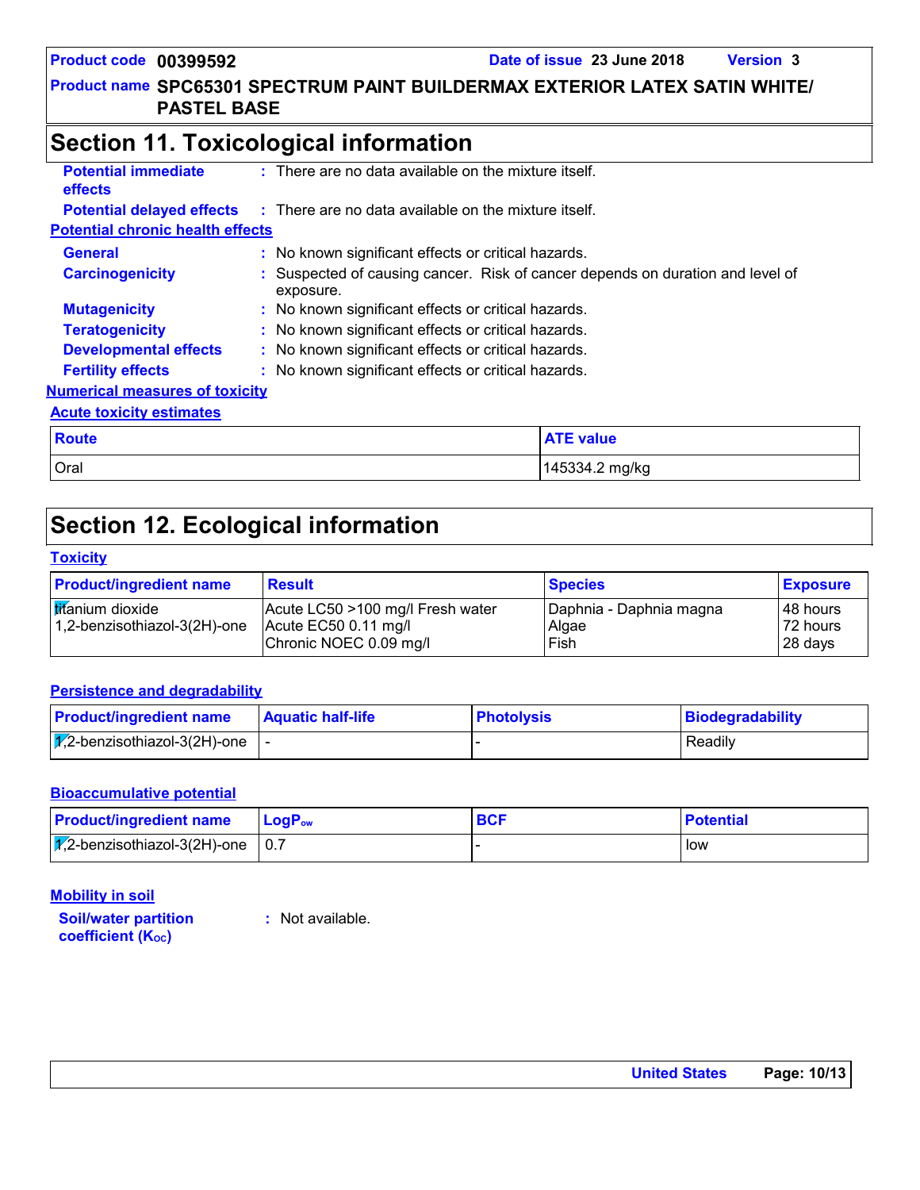**Product code** 00399592 **Date of issue** 23 June 2018 **Version** 3

**Product name** SPC65301 SPECTRUM PAINT BUILDERMAX EXTERIOR LATEX SATIN WHITE/ PASTEL BASE

# Section 11. Toxicological information

**Potential immediate effects** : There are no data available on the mixture itself.

**Potential delayed effects** : There are no data available on the mixture itself.

**Potential chronic health effects**

**General** : No known significant effects or critical hazards.

**Carcinogenicity** : Suspected of causing cancer. Risk of cancer depends on duration and level of exposure.

**Mutagenicity** : No known significant effects or critical hazards.

**Teratogenicity** : No known significant effects or critical hazards.

**Developmental effects** : No known significant effects or critical hazards.

**Fertility effects** : No known significant effects or critical hazards.

**Numerical measures of toxicity**

**Acute toxicity estimates**

| Route | ATE value |
| --- | --- |
| Oral | 145334.2 mg/kg |

# Section 12. Ecological information

**Toxicity**

| Product/ingredient name | Result | Species | Exposure |
| --- | --- | --- | --- |
| titanium dioxide | Acute LC50 >100 mg/l Fresh water | Daphnia - Daphnia magna | 48 hours |
| 1,2-benzisothiazol-3(2H)-one | Acute EC50 0.11 mg/l | Algae | 72 hours |
| | Chronic NOEC 0.09 mg/l | Fish | 28 days |

**Persistence and degradability**

| Product/ingredient name | Aquatic half-life | Photolysis | Biodegradability |
| --- | --- | --- | --- |
| 1,2-benzisothiazol-3(2H)-one | - | - | Readily |

**Bioaccumulative potential**

| Product/ingredient name | $LogP_{ow}$ | BCF | Potential |
| --- | --- | --- | --- |
| 1,2-benzisothiazol-3(2H)-one | 0.7 | - | low |

**Mobility in soil**

**Soil/water partition coefficient ($K_{OC}$)** : Not available.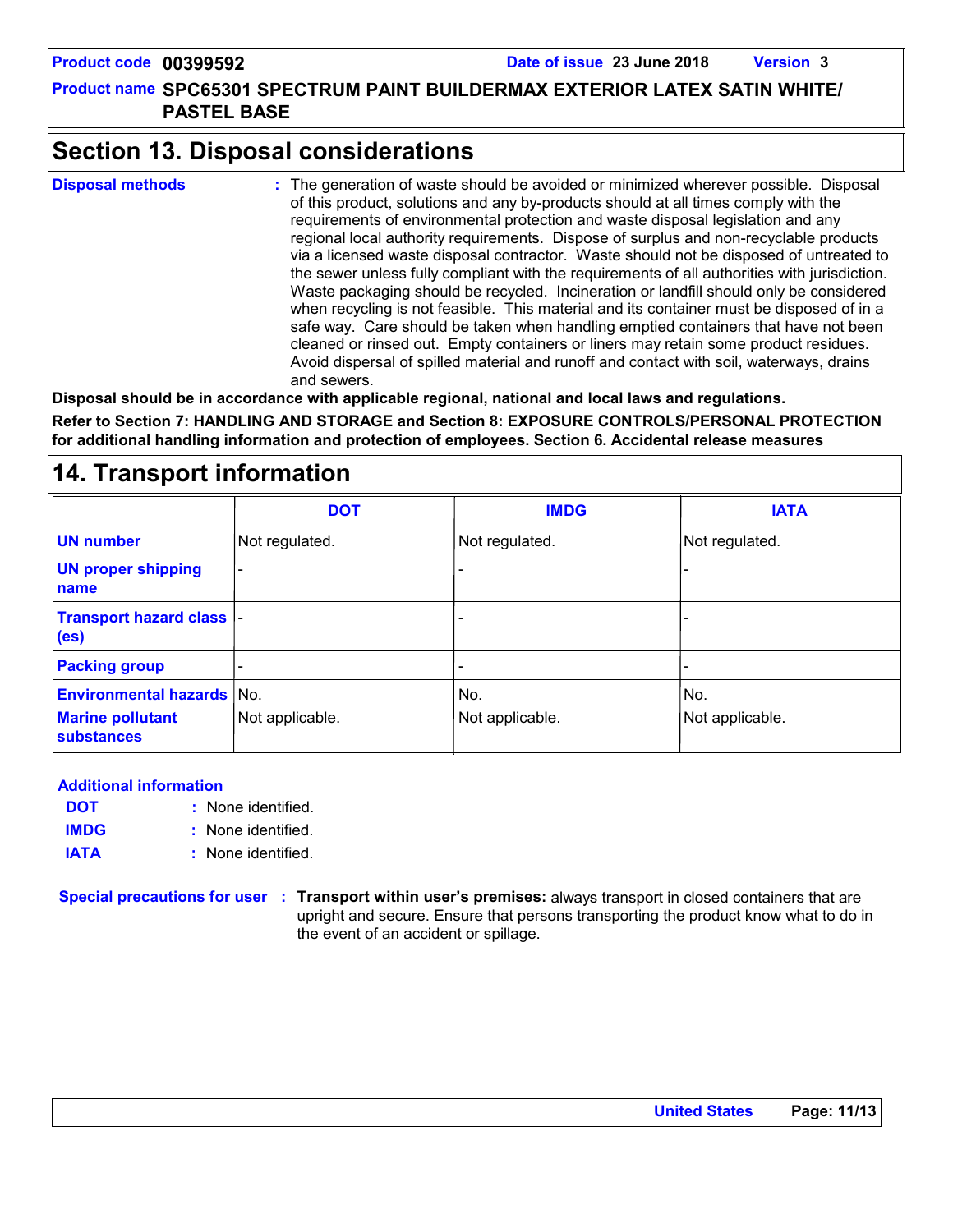## Section 13. Disposal considerations

**Disposal methods** : The generation of waste should be avoided or minimized wherever possible. Disposal of this product, solutions and any by-products should at all times comply with the requirements of environmental protection and waste disposal legislation and any regional local authority requirements. Dispose of surplus and non-recyclable products via a licensed waste disposal contractor. Waste should not be disposed of untreated to the sewer unless fully compliant with the requirements of all authorities with jurisdiction. Waste packaging should be recycled. Incineration or landfill should only be considered when recycling is not feasible. This material and its container must be disposed of in a safe way. Care should be taken when handling emptied containers that have not been cleaned or rinsed out. Empty containers or liners may retain some product residues. Avoid dispersal of spilled material and runoff and contact with soil, waterways, drains and sewers.

**Disposal should be in accordance with applicable regional, national and local laws and regulations.**

**Refer to Section 7: HANDLING AND STORAGE and Section 8: EXPOSURE CONTROLS/PERSONAL PROTECTION for additional handling information and protection of employees. Section 6. Accidental release measures**

## 14. Transport information

| | DOT | IMDG | IATA |
|---|---|---|---|
| UN number | Not regulated. | Not regulated. | Not regulated. |
| UN proper shipping name | - | - | - |
| Transport hazard class (es) | - | - | - |
| Packing group | - | - | - |
| Environmental hazards | No. | No. | No. |
| Marine pollutant substances | Not applicable. | Not applicable. | Not applicable. |

**Additional information**

**DOT** : None identified.

**IMDG** : None identified.

**IATA** : None identified.

**Special precautions for user** : **Transport within user's premises:** always transport in closed containers that are upright and secure. Ensure that persons transporting the product know what to do in the event of an accident or spillage.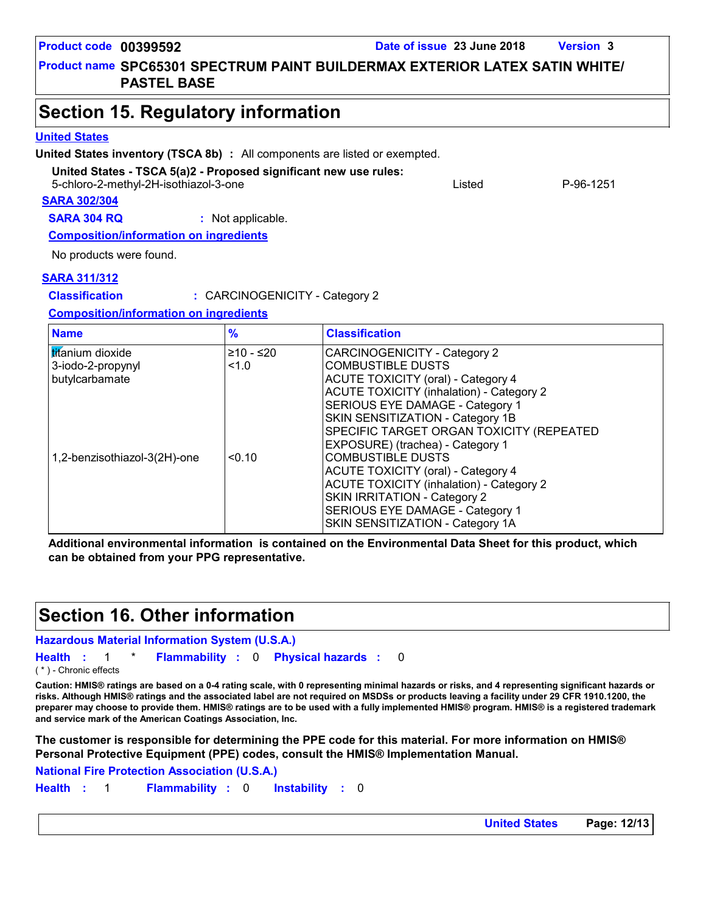**Product code** 00399592 **Date of issue** 23 June 2018 **Version** 3

**Product name** SPC65301 SPECTRUM PAINT BUILDERMAX EXTERIOR LATEX SATIN WHITE/ PASTEL BASE

# Section 15. Regulatory information

**United States**

**United States inventory (TSCA 8b) :** All components are listed or exempted.

**United States - TSCA 5(a)2 - Proposed significant new use rules:**

| | | |
|---|---|---|
| 5-chloro-2-methyl-2H-isothiazol-3-one | Listed | P-96-1251 |

**SARA 302/304**

**SARA 304 RQ** : Not applicable.

**Composition/information on ingredients**

No products were found.

**SARA 311/312**

**Classification** : CARCINOGENICITY - Category 2

**Composition/information on ingredients**

| Name | % | Classification |
|---|---|---|
| titanium dioxide | ≥10 - ≤20 | CARCINOGENICITY - Category 2 |
| 3-iodo-2-propynyl butylcarbamate | <1.0 | COMBUSTIBLE DUSTS<br>ACUTE TOXICITY (oral) - Category 4<br>ACUTE TOXICITY (inhalation) - Category 2<br>SERIOUS EYE DAMAGE - Category 1<br>SKIN SENSITIZATION - Category 1B<br>SPECIFIC TARGET ORGAN TOXICITY (REPEATED EXPOSURE) (trachea) - Category 1 |
| 1,2-benzisothiazol-3(2H)-one | <0.10 | COMBUSTIBLE DUSTS<br>ACUTE TOXICITY (oral) - Category 4<br>ACUTE TOXICITY (inhalation) - Category 2<br>SKIN IRRITATION - Category 2<br>SERIOUS EYE DAMAGE - Category 1<br>SKIN SENSITIZATION - Category 1A |

**Additional environmental information is contained on the Environmental Data Sheet for this product, which can be obtained from your PPG representative.**

# Section 16. Other information

**Hazardous Material Information System (U.S.A.)**

**Health :** 1 * **Flammability :** 0 **Physical hazards :** 0

( * ) - Chronic effects

**Caution: HMIS® ratings are based on a 0-4 rating scale, with 0 representing minimal hazards or risks, and 4 representing significant hazards or risks. Although HMIS® ratings and the associated label are not required on MSDSs or products leaving a facility under 29 CFR 1910.1200, the preparer may choose to provide them. HMIS® ratings are to be used with a fully implemented HMIS® program. HMIS® is a registered trademark and service mark of the American Coatings Association, Inc.**

**The customer is responsible for determining the PPE code for this material. For more information on HMIS® Personal Protective Equipment (PPE) codes, consult the HMIS® Implementation Manual.**

**National Fire Protection Association (U.S.A.)**

**Health :** 1 **Flammability :** 0 **Instability :** 0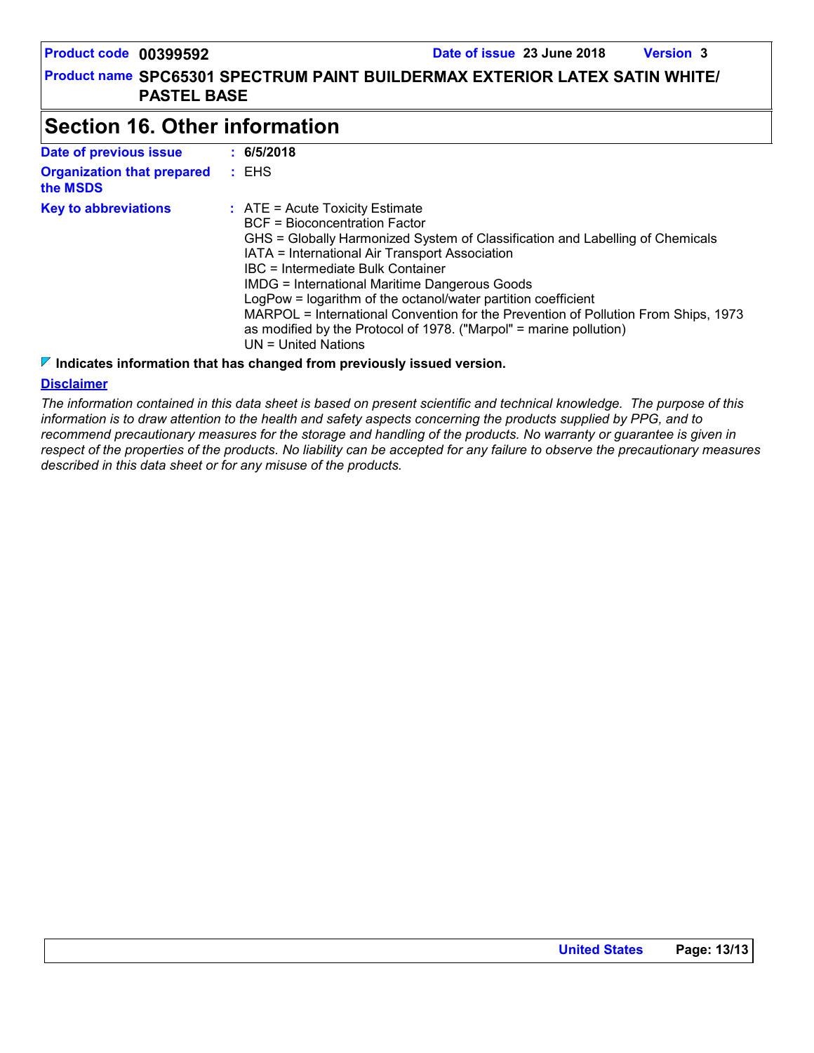## Section 16. Other information

**Date of previous issue** : **6/5/2018**

**Organization that prepared the MSDS** : EHS

**Key to abbreviations** :
ATE = Acute Toxicity Estimate
BCF = Bioconcentration Factor
GHS = Globally Harmonized System of Classification and Labelling of Chemicals
IATA = International Air Transport Association
IBC = Intermediate Bulk Container
IMDG = International Maritime Dangerous Goods
LogPow = logarithm of the octanol/water partition coefficient
MARPOL = International Convention for the Prevention of Pollution From Ships, 1973 as modified by the Protocol of 1978. ("Marpol" = marine pollution)
UN = United Nations

◤ **Indicates information that has changed from previously issued version.**

**Disclaimer**

*The information contained in this data sheet is based on present scientific and technical knowledge. The purpose of this information is to draw attention to the health and safety aspects concerning the products supplied by PPG, and to recommend precautionary measures for the storage and handling of the products. No warranty or guarantee is given in respect of the properties of the products. No liability can be accepted for any failure to observe the precautionary measures described in this data sheet or for any misuse of the products.*